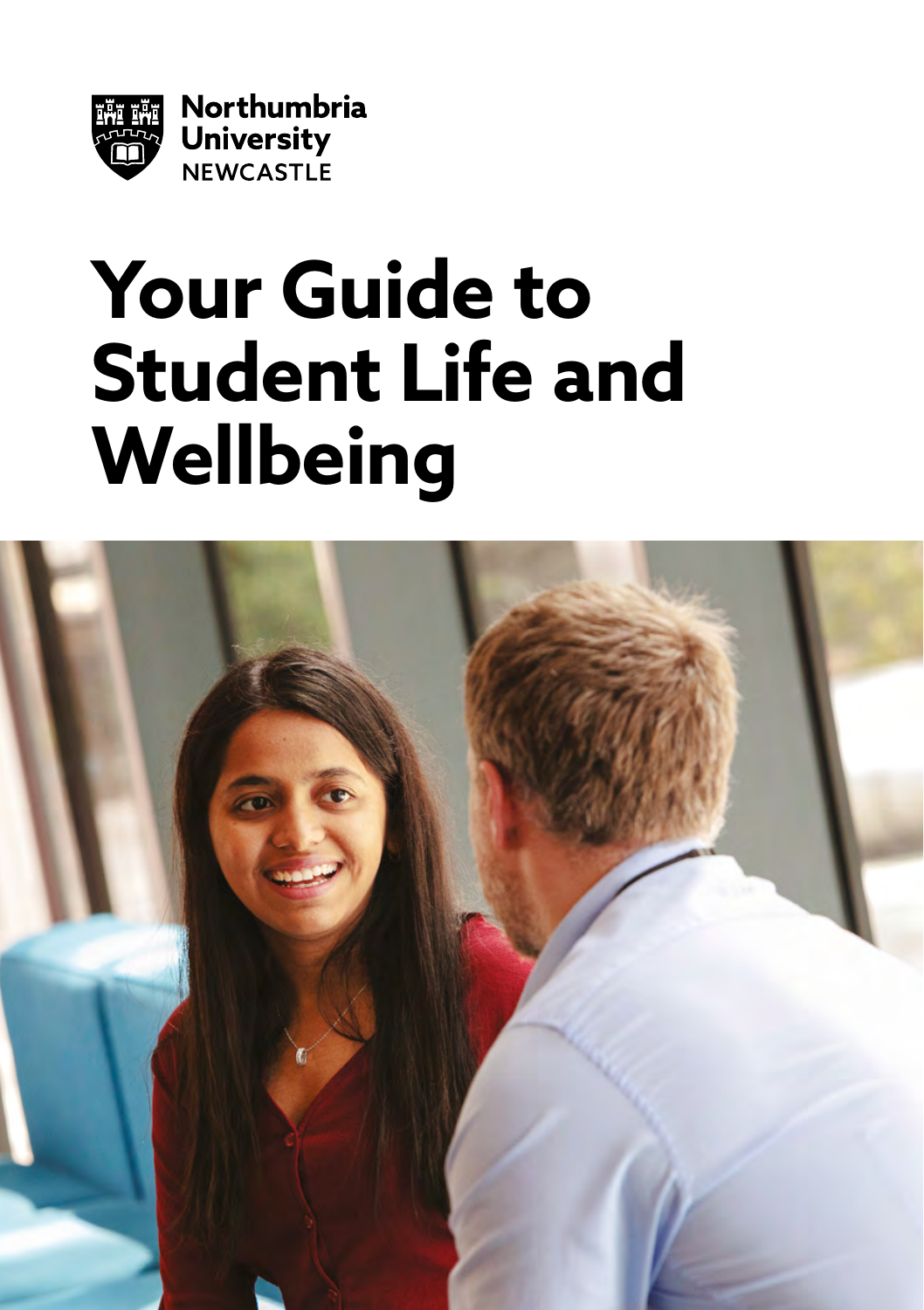Northumbria University NEWCASTLE

# Your Guide to Student Life and Wellbeing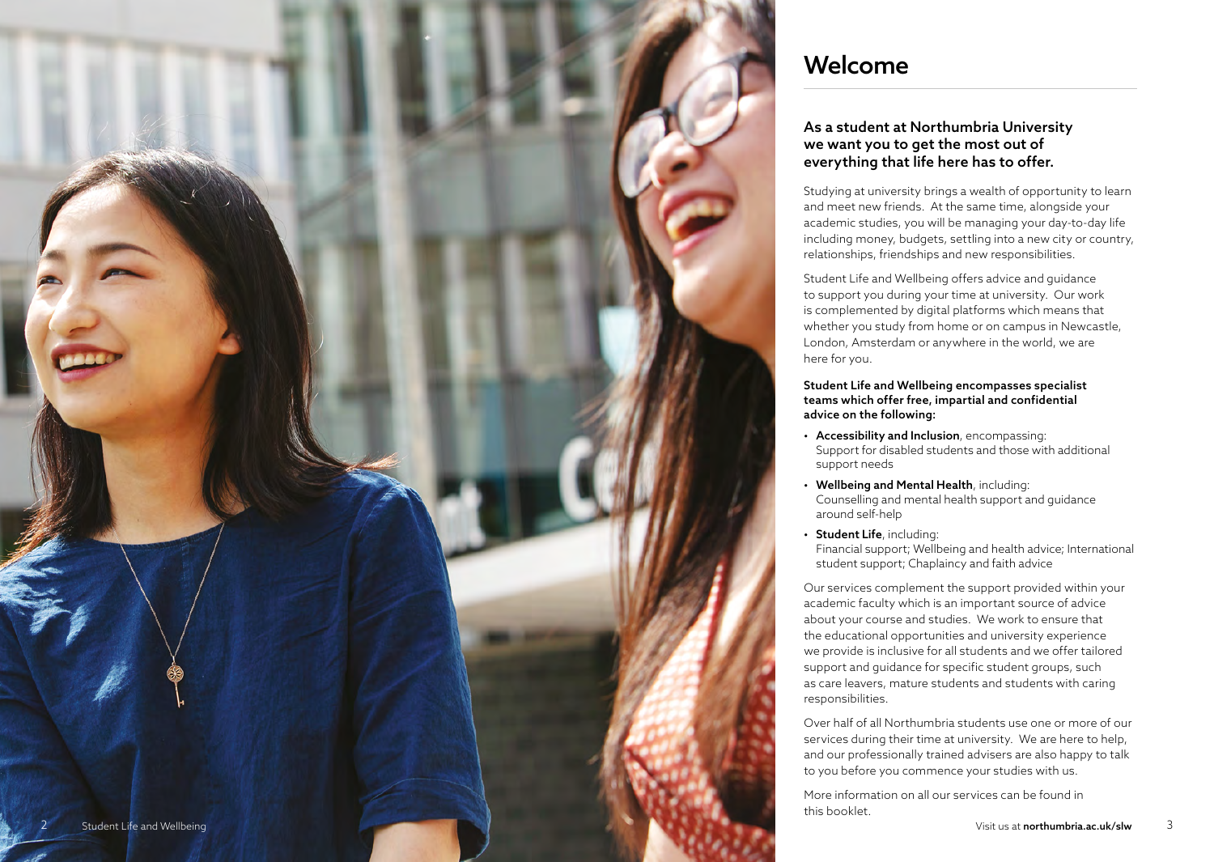# Welcome

### As a student at Northumbria University we want you to get the most out of everything that life here has to offer.

Studying at university brings a wealth of opportunity to learn and meet new friends. At the same time, alongside your academic studies, you will be managing your day-to-day life including money, budgets, settling into a new city or country, relationships, friendships and new responsibilities.

Student Life and Wellbeing offers advice and guidance to support you during your time at university. Our work is complemented by digital platforms which means that whether you study from home or on campus in Newcastle, London, Amsterdam or anywhere in the world, we are here for you.

**Student Life and Wellbeing encompasses specialist teams which offer free, impartial and confidential advice on the following:**

- **Accessibility and Inclusion**, encompassing: Support for disabled students and those with additional support needs
- **Wellbeing and Mental Health**, including: Counselling and mental health support and guidance around self-help
- **Student Life**, including: Financial support; Wellbeing and health advice; International student support; Chaplaincy and faith advice

Our services complement the support provided within your academic faculty which is an important source of advice about your course and studies. We work to ensure that the educational opportunities and university experience we provide is inclusive for all students and we offer tailored support and guidance for specific student groups, such as care leavers, mature students and students with caring responsibilities.

Over half of all Northumbria students use one or more of our services during their time at university. We are here to help, and our professionally trained advisers are also happy to talk to you before you commence your studies with us.

More information on all our services can be found in this booklet.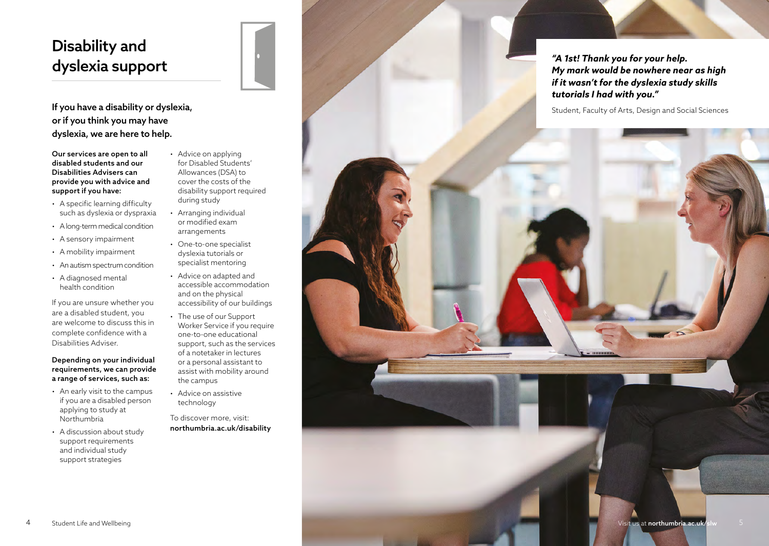# Disability and dyslexia support

If you have a disability or dyslexia, or if you think you may have dyslexia, we are here to help.

**Our services are open to all disabled students and our Disabilities Advisers can provide you with advice and support if you have:**

- A specific learning difficulty such as dyslexia or dyspraxia
- A long-term medical condition
- A sensory impairment
- A mobility impairment
- An autism spectrum condition
- A diagnosed mental health condition

If you are unsure whether you are a disabled student, you are welcome to discuss this in complete confidence with a Disabilities Adviser.

**Depending on your individual requirements, we can provide a range of services, such as:**

- An early visit to the campus if you are a disabled person applying to study at Northumbria
- A discussion about study support requirements and individual study support strategies
- Advice on applying for Disabled Students' Allowances (DSA) to cover the costs of the disability support required during study
- Arranging individual or modified exam arrangements
- One-to-one specialist dyslexia tutorials or specialist mentoring
- Advice on adapted and accessible accommodation and on the physical accessibility of our buildings
- The use of our Support Worker Service if you require one-to-one educational support, such as the services of a notetaker in lectures or a personal assistant to assist with mobility around the campus
- Advice on assistive technology

To discover more, visit: **northumbria.ac.uk/disability**

***"A 1st! Thank you for your help. My mark would be nowhere near as high if it wasn't for the dyslexia study skills tutorials I had with you."***

Student, Faculty of Arts, Design and Social Sciences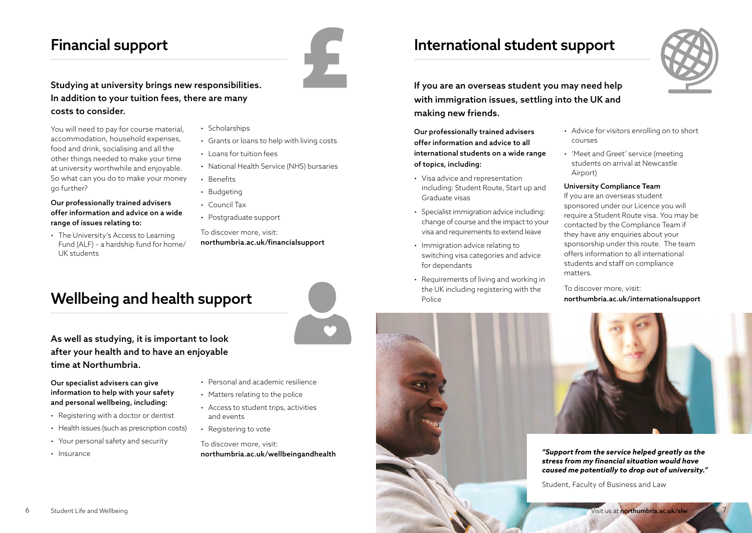## Financial support

### Studying at university brings new responsibilities. In addition to your tuition fees, there are many costs to consider.

You will need to pay for course material, accommodation, household expenses, food and drink, socialising and all the other things needed to make your time at university worthwhile and enjoyable. So what can you do to make your money go further?

**Our professionally trained advisers offer information and advice on a wide range of issues relating to:**

- The University's Access to Learning Fund (ALF) – a hardship fund for home/UK students
- Scholarships
- Grants or loans to help with living costs
- Loans for tuition fees
- National Health Service (NHS) bursaries
- Benefits
- Budgeting
- Council Tax
- Postgraduate support

To discover more, visit:
**northumbria.ac.uk/financialsupport**

## Wellbeing and health support

### As well as studying, it is important to look after your health and to have an enjoyable time at Northumbria.

**Our specialist advisers can give information to help with your safety and personal wellbeing, including:**

- Registering with a doctor or dentist
- Health issues (such as prescription costs)
- Your personal safety and security
- Insurance
- Personal and academic resilience
- Matters relating to the police
- Access to student trips, activities and events
- Registering to vote

To discover more, visit:
**northumbria.ac.uk/wellbeingandhealth**

## International student support

### If you are an overseas student you may need help with immigration issues, settling into the UK and making new friends.

**Our professionally trained advisers offer information and advice to all international students on a wide range of topics, including:**

- Visa advice and representation including: Student Route, Start up and Graduate visas
- Specialist immigration advice including: change of course and the impact to your visa and requirements to extend leave
- Immigration advice relating to switching visa categories and advice for dependants
- Requirements of living and working in the UK including registering with the Police
- Advice for visitors enrolling on to short courses
- 'Meet and Greet' service (meeting students on arrival at Newcastle Airport)

**University Compliance Team**

If you are an overseas student sponsored under our Licence you will require a Student Route visa. You may be contacted by the Compliance Team if they have any enquiries about your sponsorship under this route. The team offers information to all international students and staff on compliance matters.

To discover more, visit:
**northumbria.ac.uk/internationalsupport**

***"Support from the service helped greatly as the stress from my financial situation would have caused me potentially to drop out of university."***

Student, Faculty of Business and Law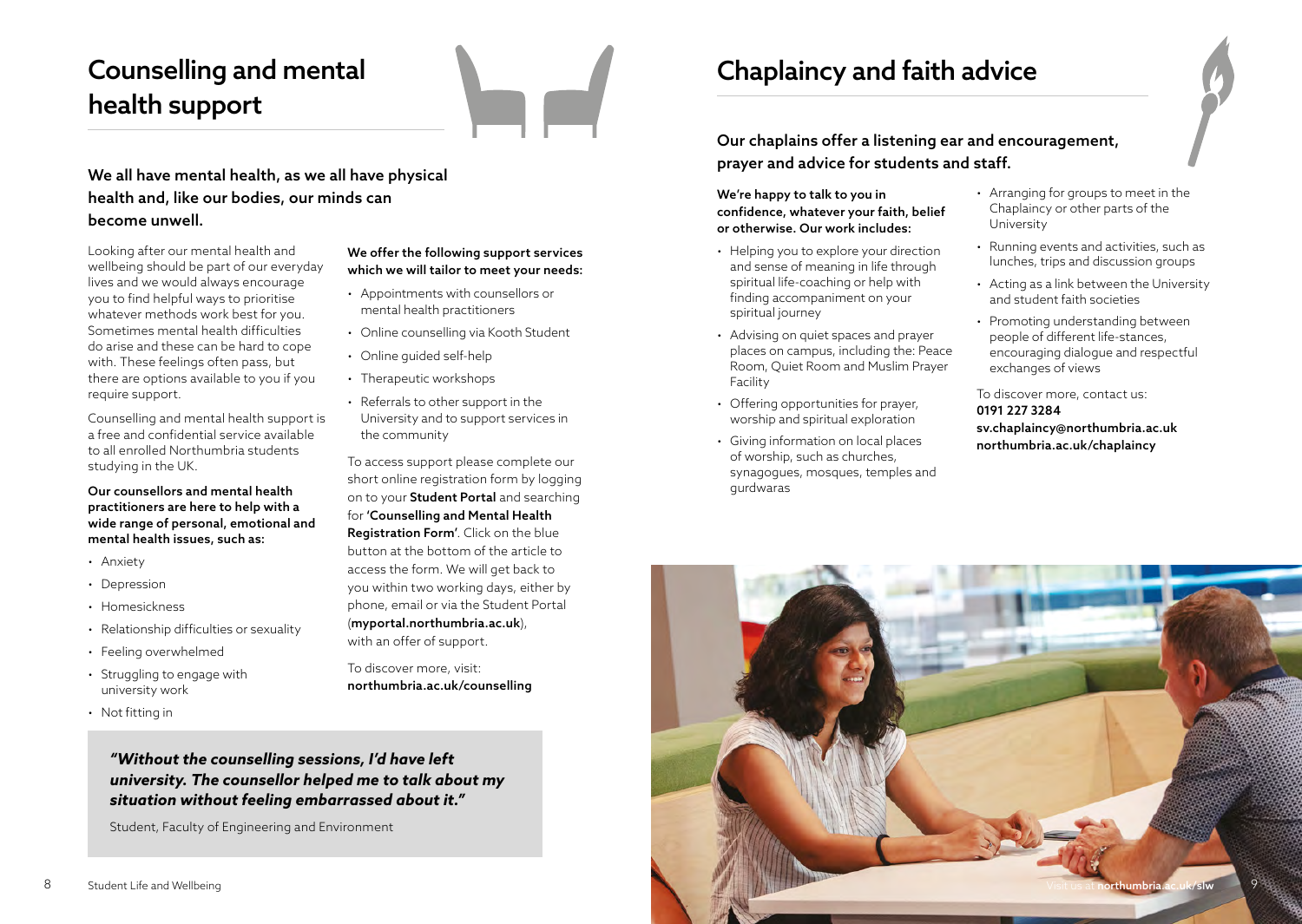# Counselling and mental health support

**We all have mental health, as we all have physical health and, like our bodies, our minds can become unwell.**

Looking after our mental health and wellbeing should be part of our everyday lives and we would always encourage you to find helpful ways to prioritise whatever methods work best for you. Sometimes mental health difficulties do arise and these can be hard to cope with. These feelings often pass, but there are options available to you if you require support.

Counselling and mental health support is a free and confidential service available to all enrolled Northumbria students studying in the UK.

**Our counsellors and mental health practitioners are here to help with a wide range of personal, emotional and mental health issues, such as:**

- Anxiety
- Depression
- Homesickness
- Relationship difficulties or sexuality
- Feeling overwhelmed
- Struggling to engage with university work
- Not fitting in

**We offer the following support services which we will tailor to meet your needs:**

- Appointments with counsellors or mental health practitioners
- Online counselling via Kooth Student
- Online guided self-help
- Therapeutic workshops
- Referrals to other support in the University and to support services in the community

To access support please complete our short online registration form by logging on to your **Student Portal** and searching for **'Counselling and Mental Health Registration Form'**. Click on the blue button at the bottom of the article to access the form. We will get back to you within two working days, either by phone, email or via the Student Portal (**myportal.northumbria.ac.uk**), with an offer of support.

To discover more, visit:
**northumbria.ac.uk/counselling**

> ***"Without the counselling sessions, I'd have left university. The counsellor helped me to talk about my situation without feeling embarrassed about it."***
>
> Student, Faculty of Engineering and Environment

# Chaplaincy and faith advice

**Our chaplains offer a listening ear and encouragement, prayer and advice for students and staff.**

**We're happy to talk to you in confidence, whatever your faith, belief or otherwise. Our work includes:**

- Helping you to explore your direction and sense of meaning in life through spiritual life-coaching or help with finding accompaniment on your spiritual journey
- Advising on quiet spaces and prayer places on campus, including the: Peace Room, Quiet Room and Muslim Prayer Facility
- Offering opportunities for prayer, worship and spiritual exploration
- Giving information on local places of worship, such as churches, synagogues, mosques, temples and gurdwaras
- Arranging for groups to meet in the Chaplaincy or other parts of the University
- Running events and activities, such as lunches, trips and discussion groups
- Acting as a link between the University and student faith societies
- Promoting understanding between people of different life-stances, encouraging dialogue and respectful exchanges of views

To discover more, contact us:
**0191 227 3284**
**sv.chaplaincy@northumbria.ac.uk**
**northumbria.ac.uk/chaplaincy**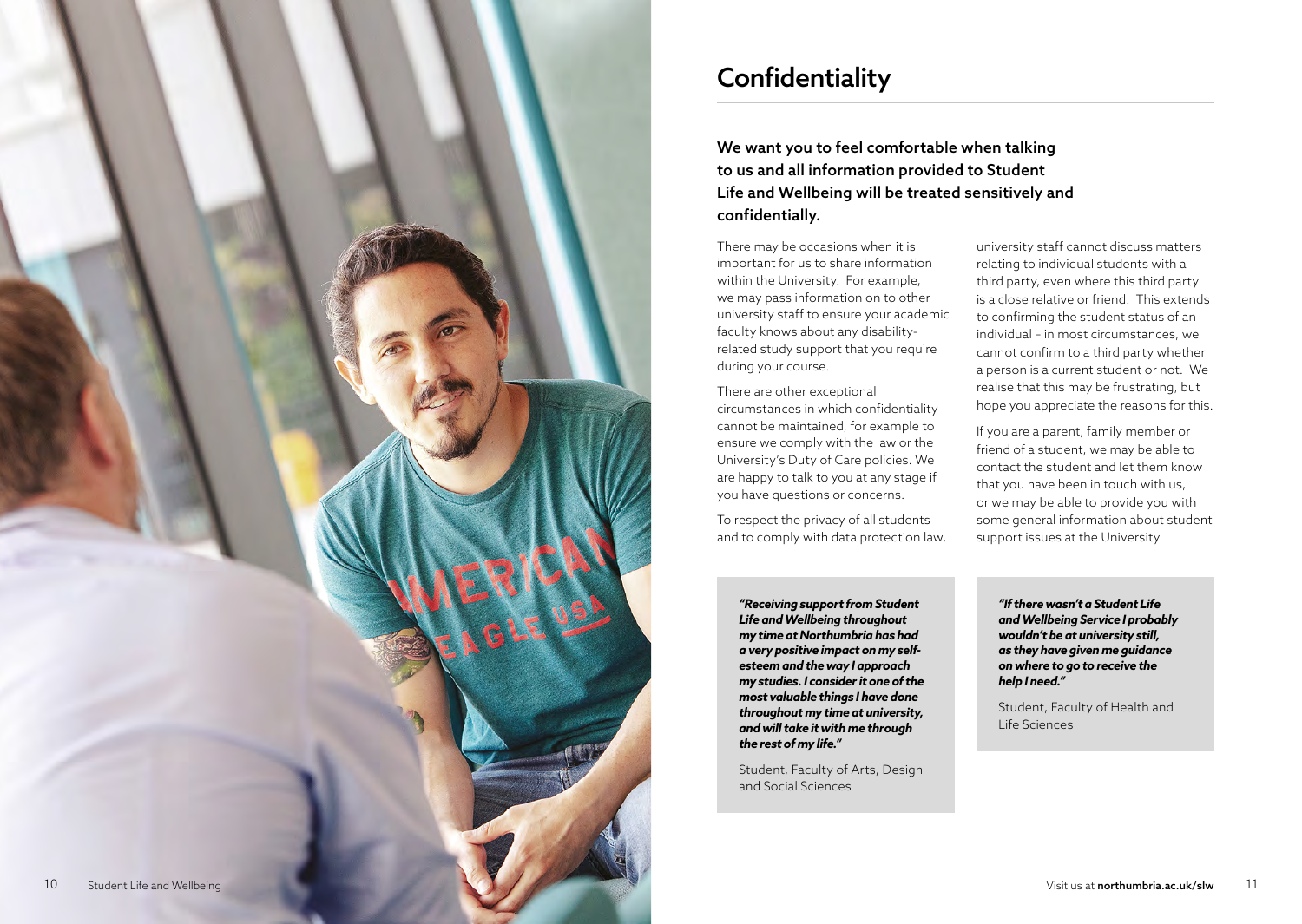# Confidentiality

**We want you to feel comfortable when talking to us and all information provided to Student Life and Wellbeing will be treated sensitively and confidentially.**

There may be occasions when it is important for us to share information within the University. For example, we may pass information on to other university staff to ensure your academic faculty knows about any disability-related study support that you require during your course.

There are other exceptional circumstances in which confidentiality cannot be maintained, for example to ensure we comply with the law or the University's Duty of Care policies. We are happy to talk to you at any stage if you have questions or concerns.

To respect the privacy of all students and to comply with data protection law, university staff cannot discuss matters relating to individual students with a third party, even where this third party is a close relative or friend. This extends to confirming the student status of an individual – in most circumstances, we cannot confirm to a third party whether a person is a current student or not. We realise that this may be frustrating, but hope you appreciate the reasons for this.

If you are a parent, family member or friend of a student, we may be able to contact the student and let them know that you have been in touch with us, or we may be able to provide you with some general information about student support issues at the University.

***"Receiving support from Student Life and Wellbeing throughout my time at Northumbria has had a very positive impact on my self-esteem and the way I approach my studies. I consider it one of the most valuable things I have done throughout my time at university, and will take it with me through the rest of my life."***

Student, Faculty of Arts, Design and Social Sciences

***"If there wasn't a Student Life and Wellbeing Service I probably wouldn't be at university still, as they have given me guidance on where to go to receive the help I need."***

Student, Faculty of Health and Life Sciences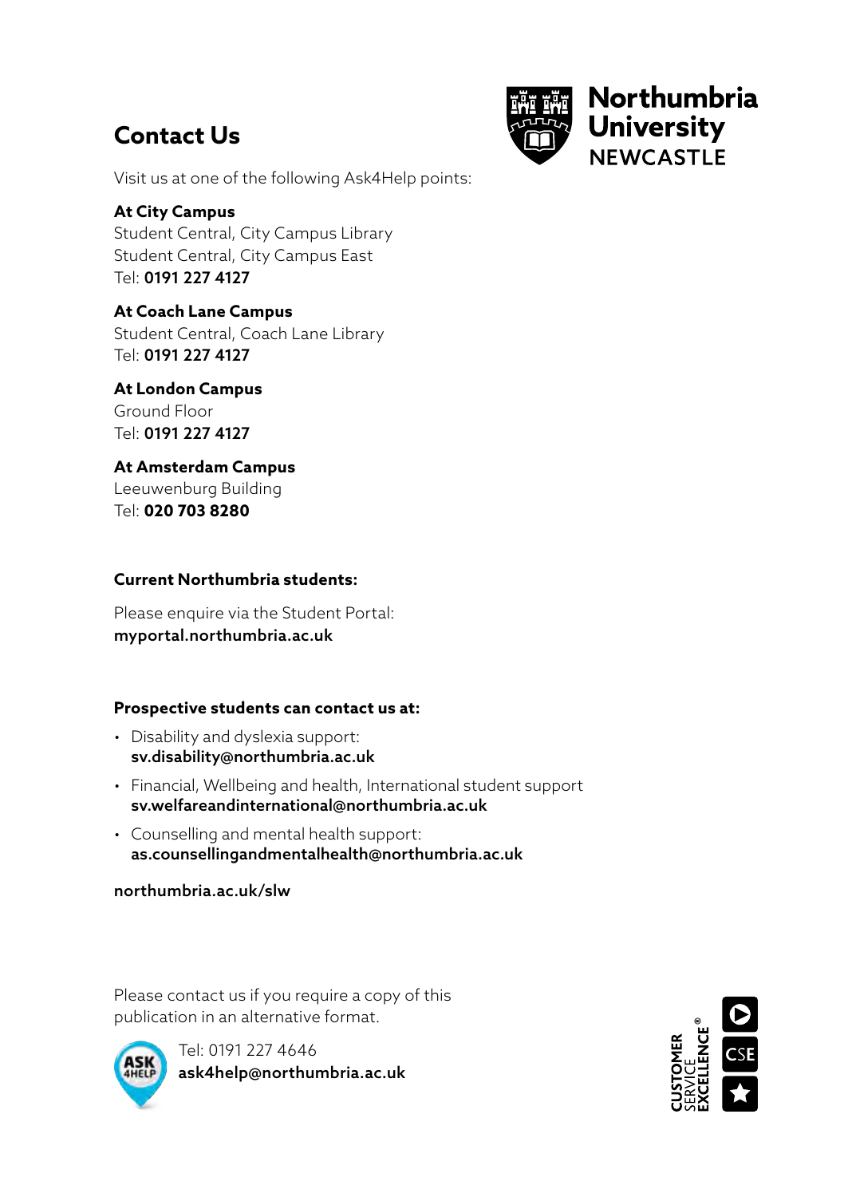# Contact Us

Northumbria University NEWCASTLE

Visit us at one of the following Ask4Help points:

**At City Campus**
Student Central, City Campus Library
Student Central, City Campus East
Tel: **0191 227 4127**

**At Coach Lane Campus**
Student Central, Coach Lane Library
Tel: **0191 227 4127**

**At London Campus**
Ground Floor
Tel: **0191 227 4127**

**At Amsterdam Campus**
Leeuwenburg Building
Tel: **020 703 8280**

**Current Northumbria students:**

Please enquire via the Student Portal:
**myportal.northumbria.ac.uk**

**Prospective students can contact us at:**

- Disability and dyslexia support:
  **sv.disability@northumbria.ac.uk**
- Financial, Wellbeing and health, International student support
  **sv.welfareandinternational@northumbria.ac.uk**
- Counselling and mental health support:
  **as.counsellingandmentalhealth@northumbria.ac.uk**

**northumbria.ac.uk/slw**

Please contact us if you require a copy of this publication in an alternative format.

Tel: 0191 227 4646
**ask4help@northumbria.ac.uk**